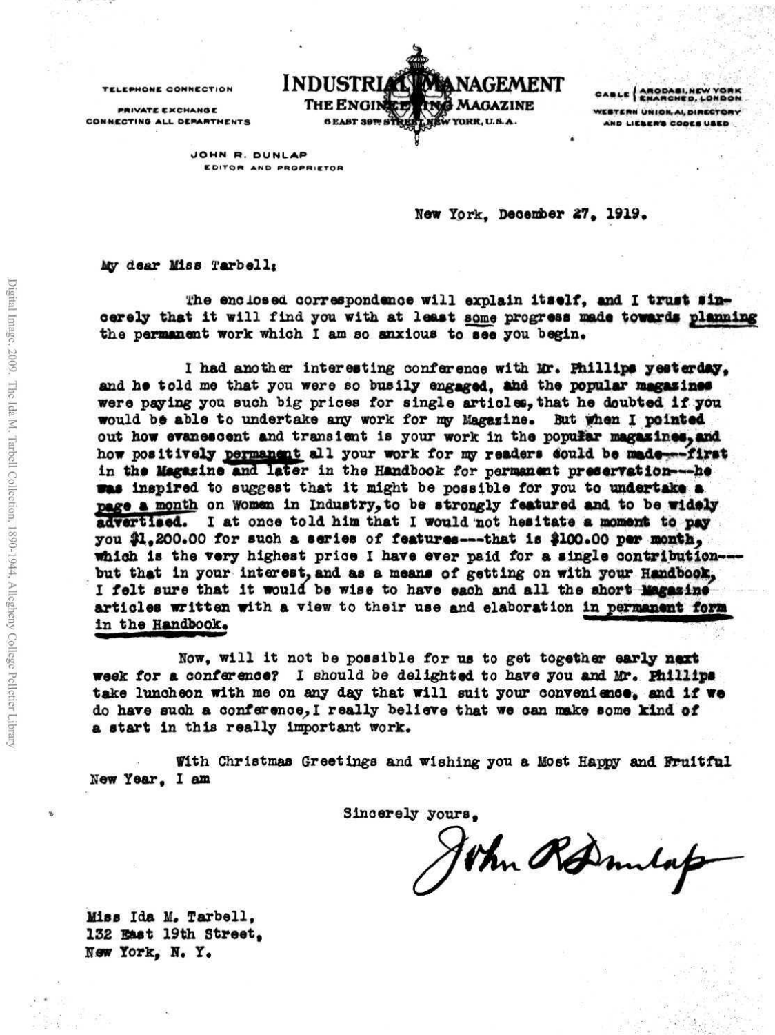TELEPHONE CONNECTION

PRIVATE EXCHANGE
CONNECTING ALL DEPARTMENTS

# INDUSTRIAL MANAGEMENT
## THE ENGINEERING MAGAZINE

6 EAST 39TH STREET, NEW YORK, U.S.A.

CABLE { ARODASI, NEW YORK / ENARCHED, LONDON
WESTERN UNION, A1, DIRECTORY
AND LIEBER'S CODES USED

JOHN R. DUNLAP
EDITOR AND PROPRIETOR

New York, December 27, 1919.

My dear Miss Tarbell:

The enclosed correspondence will explain itself, and I trust sincerely that it will find you with at least some progress made towards planning the permanent work which I am so anxious to see you begin.

I had another interesting conference with Mr. Phillips yesterday, and he told me that you were so busily engaged, and the popular magazines were paying you such big prices for single articles, that he doubted if you would be able to undertake any work for my Magazine. But when I pointed out how evanescent and transient is your work in the popular magazines, and how positively permanent all your work for my readers could be made---first in the Magazine and later in the Handbook for permanent preservation---he was inspired to suggest that it might be possible for you to undertake a page a month on Women in Industry, to be strongly featured and to be widely advertised. I at once told him that I would not hesitate a moment to pay you $1,200.00 for such a series of features---that is $100.00 per month, which is the very highest price I have ever paid for a single contribution---but that in your interest, and as a means of getting on with your Handbook, I felt sure that it would be wise to have each and all the short Magazine articles written with a view to their use and elaboration in permanent form in the Handbook.

Now, will it not be possible for us to get together early next week for a conference? I should be delighted to have you and Mr. Phillips take luncheon with me on any day that will suit your convenience, and if we do have such a conference, I really believe that we can make some kind of a start in this really important work.

With Christmas Greetings and wishing you a Most Happy and Fruitful New Year, I am

Sincerely yours,

John R Dunlap

Miss Ida M. Tarbell,
132 East 19th Street,
New York, N. Y.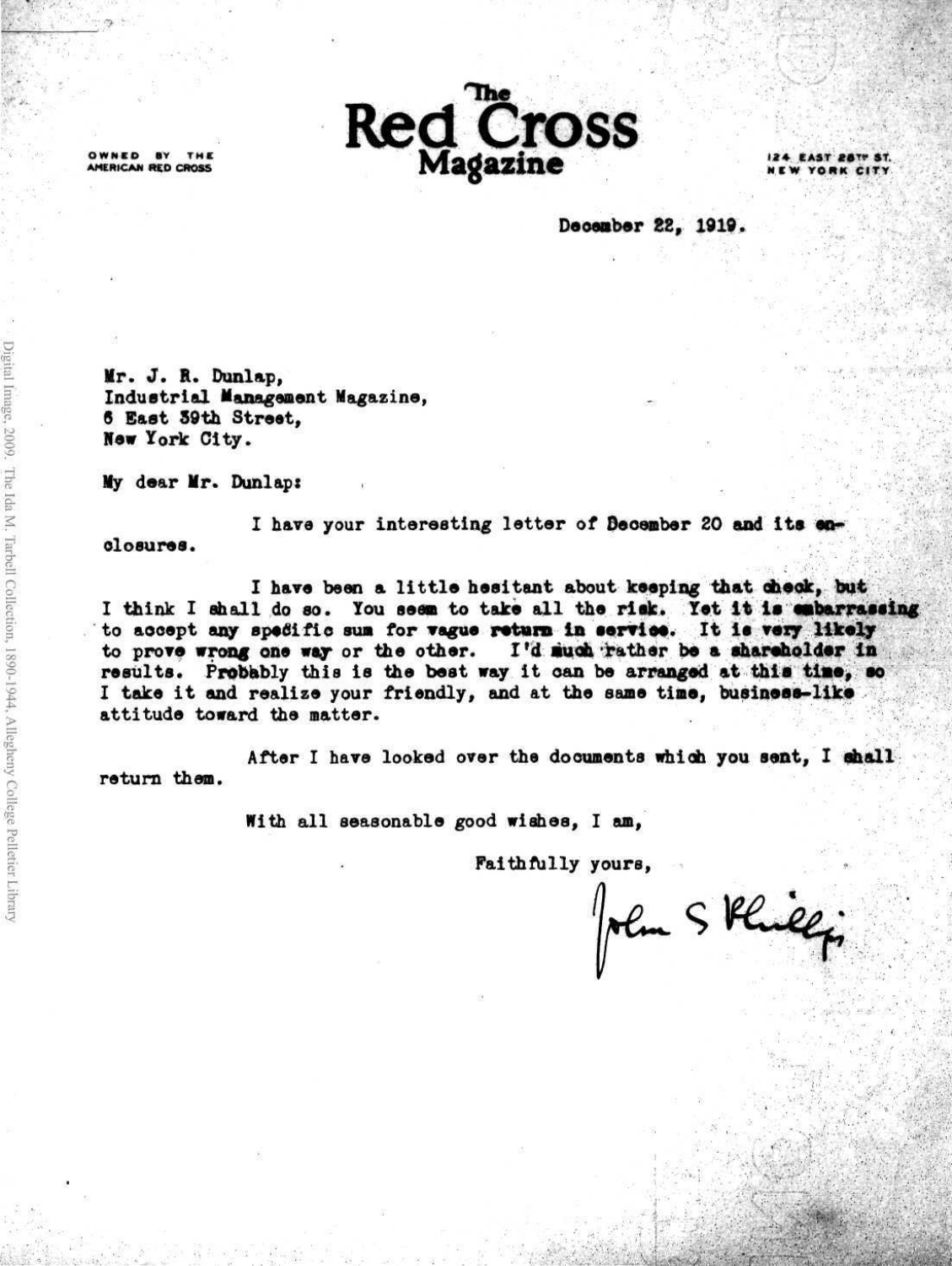The Red Cross Magazine

OWNED BY THE AMERICAN RED CROSS

124 EAST 28TH ST.
NEW YORK CITY

December 22, 1919.

Mr. J. R. Dunlap,
Industrial Management Magazine,
6 East 39th Street,
New York City.

My dear Mr. Dunlap:

I have your interesting letter of December 20 and its enclosures.

I have been a little hesitant about keeping that check, but I think I shall do so. You seem to take all the risk. Yet it is embarrassing to accept any specific sum for vague return in service. It is very likely to prove wrong one way or the other. I'd much rather be a shareholder in results. Probably this is the best way it can be arranged at this time, so I take it and realize your friendly, and at the same time, business-like attitude toward the matter.

After I have looked over the documents which you sent, I shall return them.

With all seasonable good wishes, I am,

Faithfully yours,

John S Phillips